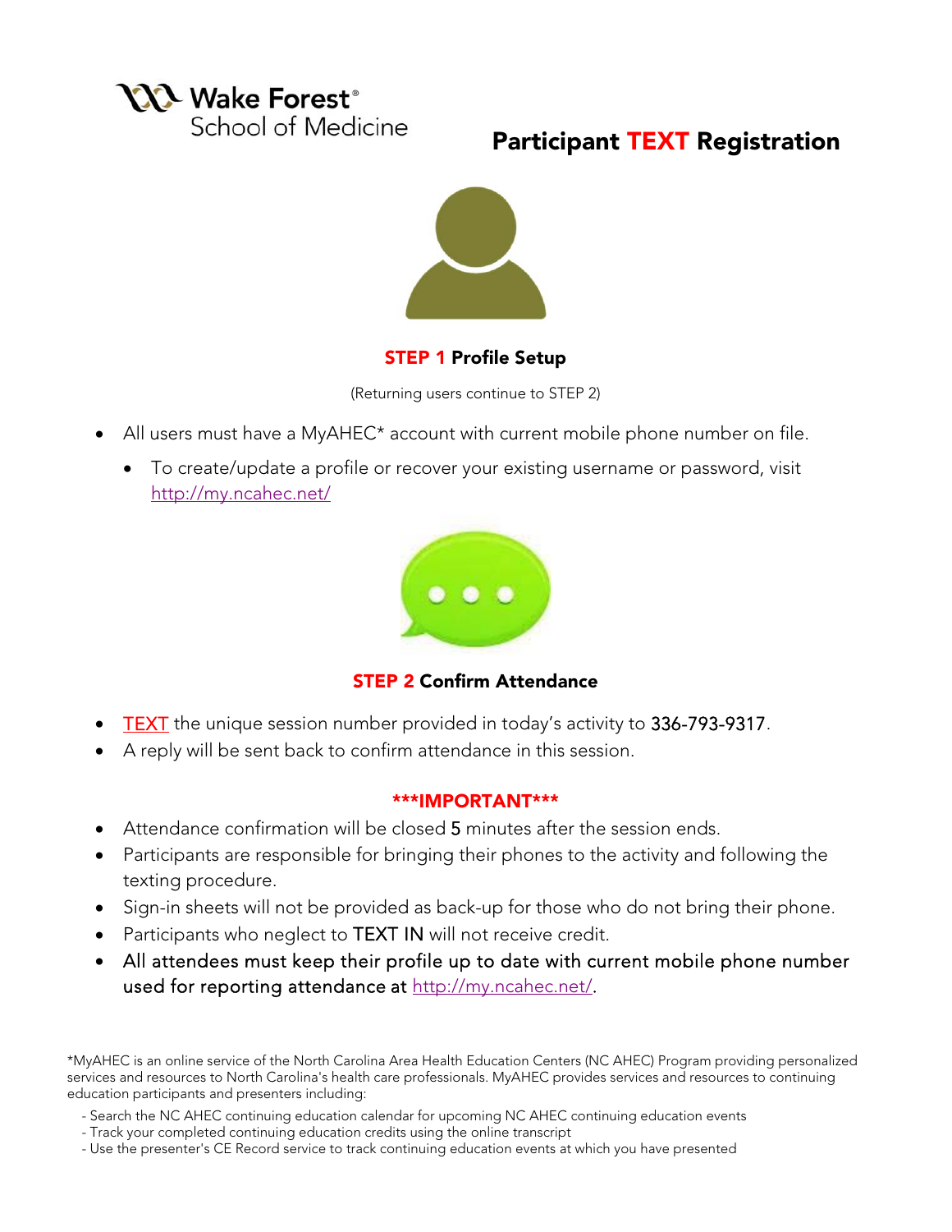Wake Forest® School of Medicine

# Participant TEXT Registration

## STEP 1 Profile Setup

(Returning users continue to STEP 2)

- All users must have a MyAHEC* account with current mobile phone number on file.
  - To create/update a profile or recover your existing username or password, visit http://my.ncahec.net/

## STEP 2 Confirm Attendance

- TEXT the unique session number provided in today's activity to 336-793-9317.
- A reply will be sent back to confirm attendance in this session.

### ***IMPORTANT***

- Attendance confirmation will be closed 5 minutes after the session ends.
- Participants are responsible for bringing their phones to the activity and following the texting procedure.
- Sign-in sheets will not be provided as back-up for those who do not bring their phone.
- Participants who neglect to TEXT IN will not receive credit.
- All attendees must keep their profile up to date with current mobile phone number used for reporting attendance at http://my.ncahec.net/.

*MyAHEC is an online service of the North Carolina Area Health Education Centers (NC AHEC) Program providing personalized services and resources to North Carolina's health care professionals. MyAHEC provides services and resources to continuing education participants and presenters including:

- Search the NC AHEC continuing education calendar for upcoming NC AHEC continuing education events
- Track your completed continuing education credits using the online transcript
- Use the presenter's CE Record service to track continuing education events at which you have presented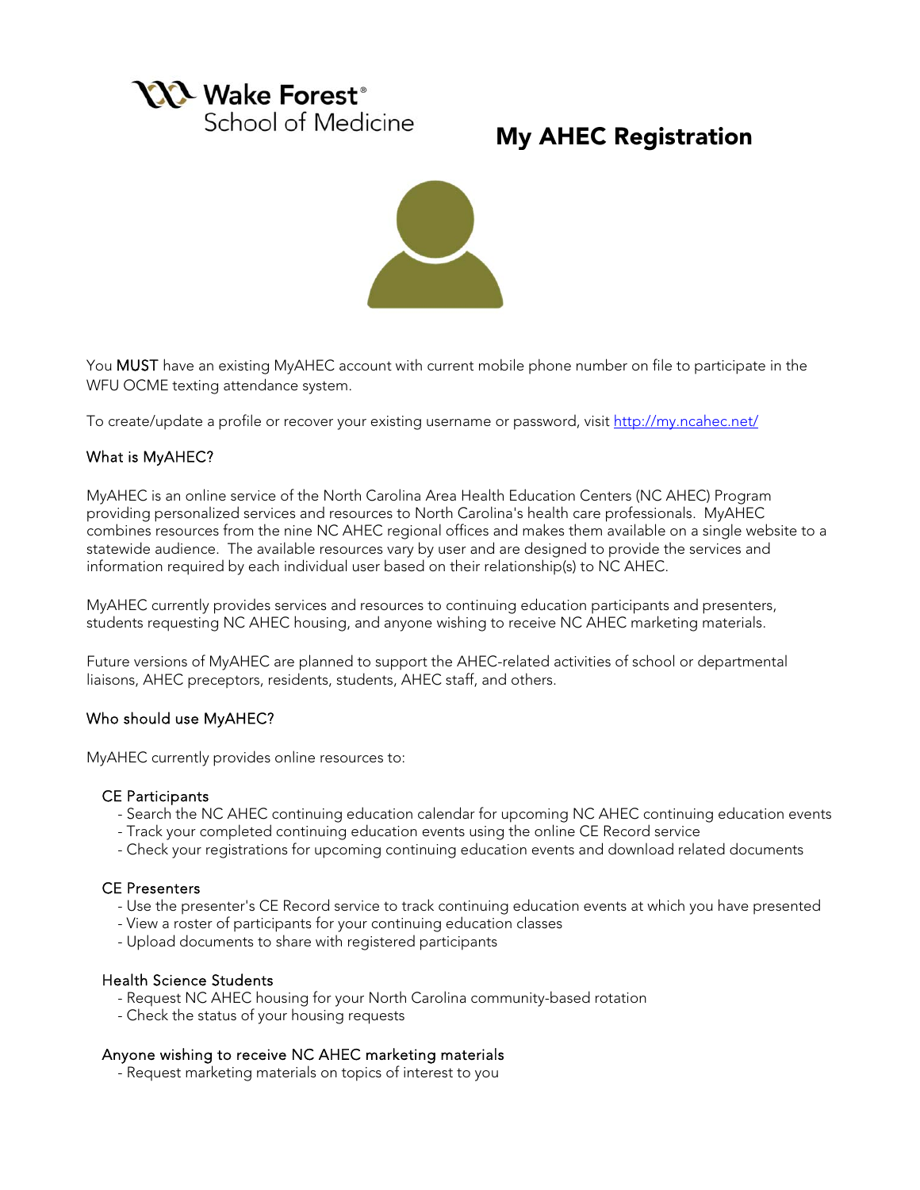Wake Forest® School of Medicine

# My AHEC Registration

You **MUST** have an existing MyAHEC account with current mobile phone number on file to participate in the WFU OCME texting attendance system.

To create/update a profile or recover your existing username or password, visit [http://my.ncahec.net/](http://my.ncahec.net/)

## What is MyAHEC?

MyAHEC is an online service of the North Carolina Area Health Education Centers (NC AHEC) Program providing personalized services and resources to North Carolina's health care professionals. MyAHEC combines resources from the nine NC AHEC regional offices and makes them available on a single website to a statewide audience. The available resources vary by user and are designed to provide the services and information required by each individual user based on their relationship(s) to NC AHEC.

MyAHEC currently provides services and resources to continuing education participants and presenters, students requesting NC AHEC housing, and anyone wishing to receive NC AHEC marketing materials.

Future versions of MyAHEC are planned to support the AHEC-related activities of school or departmental liaisons, AHEC preceptors, residents, students, AHEC staff, and others.

## Who should use MyAHEC?

MyAHEC currently provides online resources to:

### CE Participants

- Search the NC AHEC continuing education calendar for upcoming NC AHEC continuing education events
- Track your completed continuing education events using the online CE Record service
- Check your registrations for upcoming continuing education events and download related documents

### CE Presenters

- Use the presenter's CE Record service to track continuing education events at which you have presented
- View a roster of participants for your continuing education classes
- Upload documents to share with registered participants

### Health Science Students

- Request NC AHEC housing for your North Carolina community-based rotation
- Check the status of your housing requests

### Anyone wishing to receive NC AHEC marketing materials

- Request marketing materials on topics of interest to you